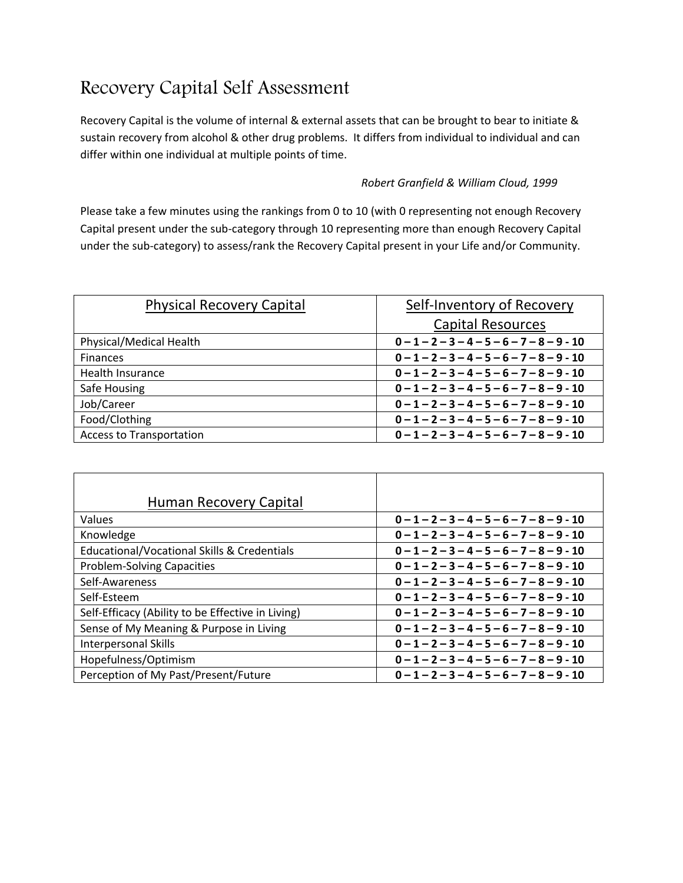# Recovery Capital Self Assessment

Recovery Capital is the volume of internal & external assets that can be brought to bear to initiate & sustain recovery from alcohol & other drug problems. It differs from individual to individual and can differ within one individual at multiple points of time.

*Robert Granfield & William Cloud, 1999*

Please take a few minutes using the rankings from 0 to 10 (with 0 representing not enough Recovery Capital present under the sub-category through 10 representing more than enough Recovery Capital under the sub-category) to assess/rank the Recovery Capital present in your Life and/or Community.

| Physical Recovery Capital | Self-Inventory of Recovery Capital Resources |
|---|---|
| Physical/Medical Health | **0 – 1 – 2 – 3 – 4 – 5 – 6 – 7 – 8 – 9 - 10** |
| Finances | **0 – 1 – 2 – 3 – 4 – 5 – 6 – 7 – 8 – 9 - 10** |
| Health Insurance | **0 – 1 – 2 – 3 – 4 – 5 – 6 – 7 – 8 – 9 - 10** |
| Safe Housing | **0 – 1 – 2 – 3 – 4 – 5 – 6 – 7 – 8 – 9 - 10** |
| Job/Career | **0 – 1 – 2 – 3 – 4 – 5 – 6 – 7 – 8 – 9 - 10** |
| Food/Clothing | **0 – 1 – 2 – 3 – 4 – 5 – 6 – 7 – 8 – 9 - 10** |
| Access to Transportation | **0 – 1 – 2 – 3 – 4 – 5 – 6 – 7 – 8 – 9 - 10** |

| Human Recovery Capital | |
|---|---|
| Values | **0 – 1 – 2 – 3 – 4 – 5 – 6 – 7 – 8 – 9 - 10** |
| Knowledge | **0 – 1 – 2 – 3 – 4 – 5 – 6 – 7 – 8 – 9 - 10** |
| Educational/Vocational Skills & Credentials | **0 – 1 – 2 – 3 – 4 – 5 – 6 – 7 – 8 – 9 - 10** |
| Problem-Solving Capacities | **0 – 1 – 2 – 3 – 4 – 5 – 6 – 7 – 8 – 9 - 10** |
| Self-Awareness | **0 – 1 – 2 – 3 – 4 – 5 – 6 – 7 – 8 – 9 - 10** |
| Self-Esteem | **0 – 1 – 2 – 3 – 4 – 5 – 6 – 7 – 8 – 9 - 10** |
| Self-Efficacy (Ability to be Effective in Living) | **0 – 1 – 2 – 3 – 4 – 5 – 6 – 7 – 8 – 9 - 10** |
| Sense of My Meaning & Purpose in Living | **0 – 1 – 2 – 3 – 4 – 5 – 6 – 7 – 8 – 9 - 10** |
| Interpersonal Skills | **0 – 1 – 2 – 3 – 4 – 5 – 6 – 7 – 8 – 9 - 10** |
| Hopefulness/Optimism | **0 – 1 – 2 – 3 – 4 – 5 – 6 – 7 – 8 – 9 - 10** |
| Perception of My Past/Present/Future | **0 – 1 – 2 – 3 – 4 – 5 – 6 – 7 – 8 – 9 - 10** |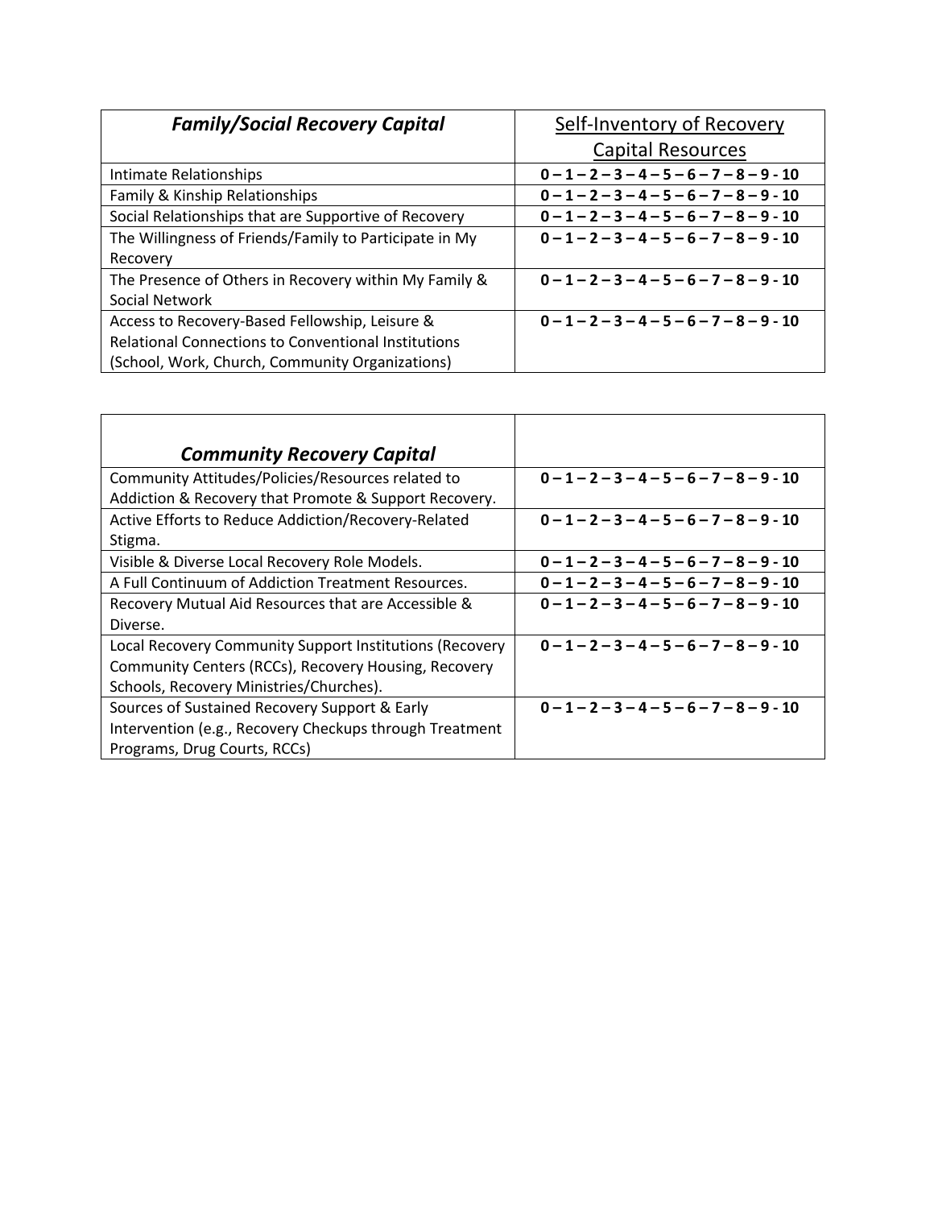| ***Family/Social Recovery Capital*** | Self-Inventory of Recovery Capital Resources |
| --- | --- |
| Intimate Relationships | **0 – 1 – 2 – 3 – 4 – 5 – 6 – 7 – 8 – 9 - 10** |
| Family & Kinship Relationships | **0 – 1 – 2 – 3 – 4 – 5 – 6 – 7 – 8 – 9 - 10** |
| Social Relationships that are Supportive of Recovery | **0 – 1 – 2 – 3 – 4 – 5 – 6 – 7 – 8 – 9 - 10** |
| The Willingness of Friends/Family to Participate in My Recovery | **0 – 1 – 2 – 3 – 4 – 5 – 6 – 7 – 8 – 9 - 10** |
| The Presence of Others in Recovery within My Family & Social Network | **0 – 1 – 2 – 3 – 4 – 5 – 6 – 7 – 8 – 9 - 10** |
| Access to Recovery-Based Fellowship, Leisure & Relational Connections to Conventional Institutions (School, Work, Church, Community Organizations) | **0 – 1 – 2 – 3 – 4 – 5 – 6 – 7 – 8 – 9 - 10** |

| ***Community Recovery Capital*** | |
| --- | --- |
| Community Attitudes/Policies/Resources related to Addiction & Recovery that Promote & Support Recovery. | **0 – 1 – 2 – 3 – 4 – 5 – 6 – 7 – 8 – 9 - 10** |
| Active Efforts to Reduce Addiction/Recovery-Related Stigma. | **0 – 1 – 2 – 3 – 4 – 5 – 6 – 7 – 8 – 9 - 10** |
| Visible & Diverse Local Recovery Role Models. | **0 – 1 – 2 – 3 – 4 – 5 – 6 – 7 – 8 – 9 - 10** |
| A Full Continuum of Addiction Treatment Resources. | **0 – 1 – 2 – 3 – 4 – 5 – 6 – 7 – 8 – 9 - 10** |
| Recovery Mutual Aid Resources that are Accessible & Diverse. | **0 – 1 – 2 – 3 – 4 – 5 – 6 – 7 – 8 – 9 - 10** |
| Local Recovery Community Support Institutions (Recovery Community Centers (RCCs), Recovery Housing, Recovery Schools, Recovery Ministries/Churches). | **0 – 1 – 2 – 3 – 4 – 5 – 6 – 7 – 8 – 9 - 10** |
| Sources of Sustained Recovery Support & Early Intervention (e.g., Recovery Checkups through Treatment Programs, Drug Courts, RCCs) | **0 – 1 – 2 – 3 – 4 – 5 – 6 – 7 – 8 – 9 - 10** |